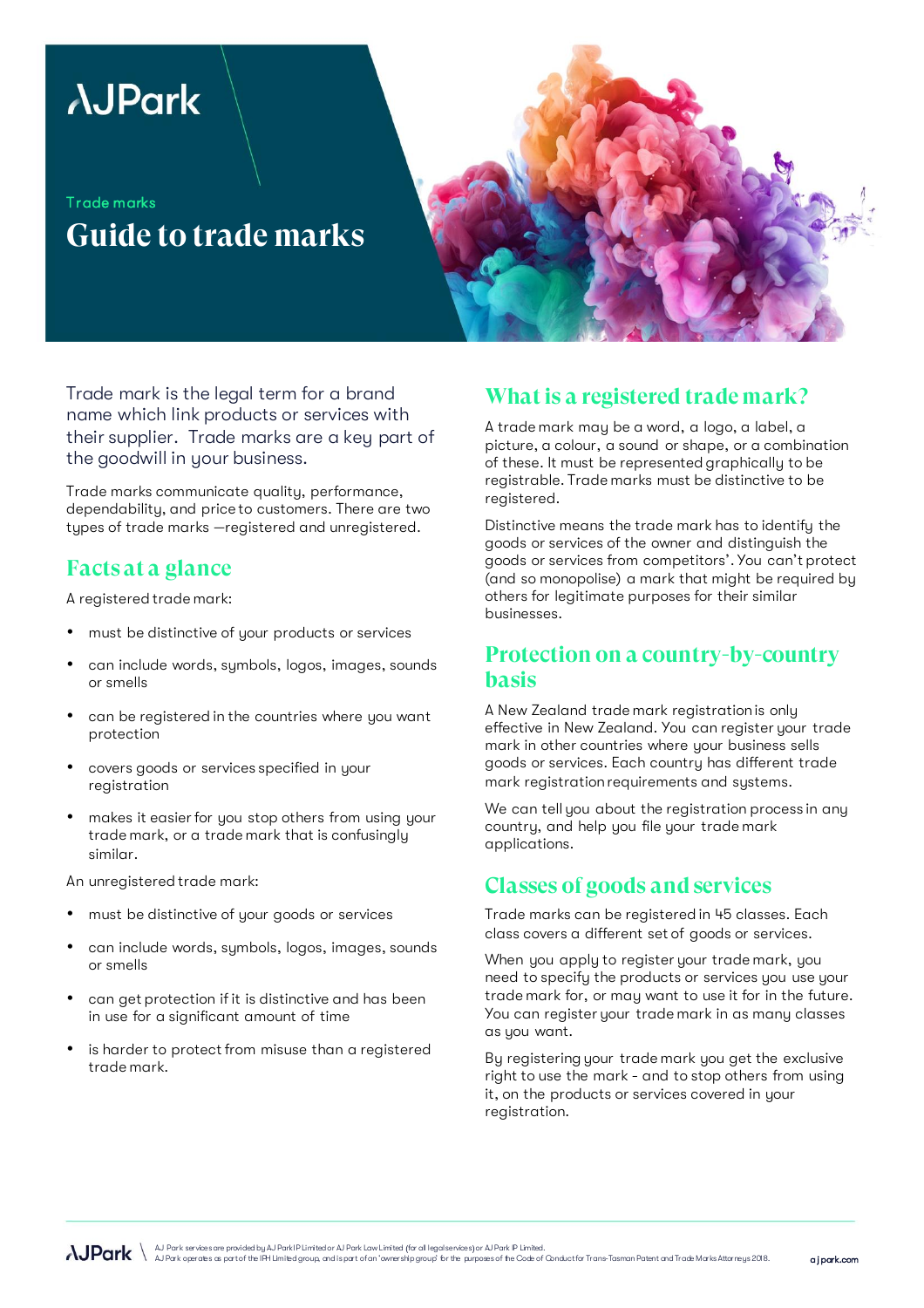AJPark

Trade marks

# Guide to trade marks

Trade mark is the legal term for a brand name which link products or services with their supplier. Trade marks are a key part of the goodwill in your business.

Trade marks communicate quality, performance, dependability, and price to customers. There are two types of trade marks —registered and unregistered.

## Facts at a glance

A registered trade mark:

- must be distinctive of your products or services
- can include words, symbols, logos, images, sounds or smells
- can be registered in the countries where you want protection
- covers goods or services specified in your registration
- makes it easier for you stop others from using your trade mark, or a trade mark that is confusingly similar.

An unregistered trade mark:

- must be distinctive of your goods or services
- can include words, symbols, logos, images, sounds or smells
- can get protection if it is distinctive and has been in use for a significant amount of time
- is harder to protect from misuse than a registered trade mark.

## What is a registered trade mark?

A trade mark may be a word, a logo, a label, a picture, a colour, a sound or shape, or a combination of these. It must be represented graphically to be registrable. Trade marks must be distinctive to be registered.

Distinctive means the trade mark has to identify the goods or services of the owner and distinguish the goods or services from competitors'. You can't protect (and so monopolise) a mark that might be required by others for legitimate purposes for their similar businesses.

## Protection on a country-by-country basis

A New Zealand trade mark registration is only effective in New Zealand. You can register your trade mark in other countries where your business sells goods or services. Each country has different trade mark registration requirements and systems.

We can tell you about the registration process in any country, and help you file your trade mark applications.

## Classes of goods and services

Trade marks can be registered in 45 classes. Each class covers a different set of goods or services.

When you apply to register your trade mark, you need to specify the products or services you use your trade mark for, or may want to use it for in the future. You can register your trade mark in as many classes as you want.

By registering your trade mark you get the exclusive right to use the mark - and to stop others from using it, on the products or services covered in your registration.

AJ Park services are provided by AJ Park IP Limited or AJ Park Law Limited (for all legal services) or AJ Park IP Limited.
AJ Park operates as part of the IPH Limited group, and is part of an 'ownership group' for the purposes of the Code of Conduct for Trans-Tasman Patent and Trade Marks Attorneys 2018.

ajpark.com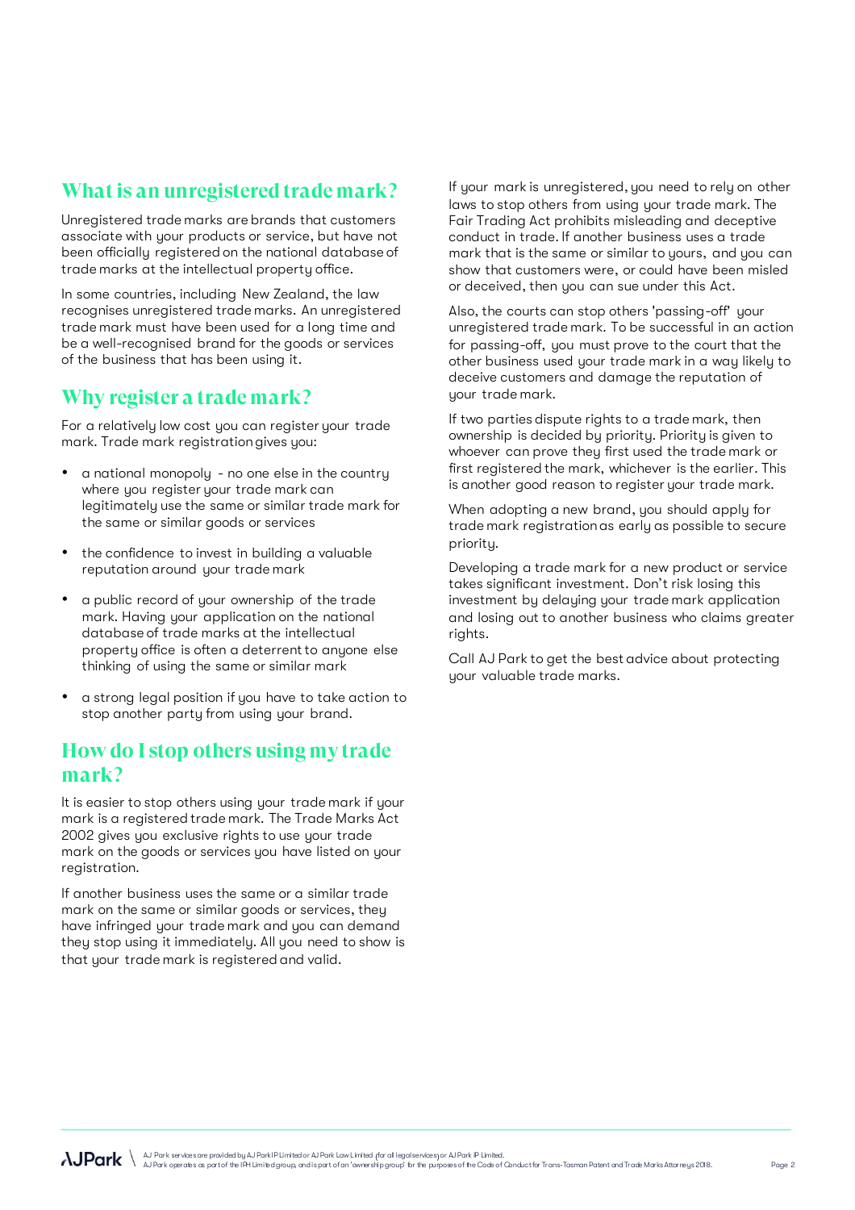## What is an unregistered trade mark?

Unregistered trade marks are brands that customers associate with your products or service, but have not been officially registered on the national database of trade marks at the intellectual property office.

In some countries, including New Zealand, the law recognises unregistered trade marks. An unregistered trade mark must have been used for a long time and be a well-recognised brand for the goods or services of the business that has been using it.

## Why register a trade mark?

For a relatively low cost you can register your trade mark. Trade mark registration gives you:

- a national monopoly - no one else in the country where you register your trade mark can legitimately use the same or similar trade mark for the same or similar goods or services
- the confidence to invest in building a valuable reputation around your trade mark
- a public record of your ownership of the trade mark. Having your application on the national database of trade marks at the intellectual property office is often a deterrent to anyone else thinking of using the same or similar mark
- a strong legal position if you have to take action to stop another party from using your brand.

## How do I stop others using my trade mark?

It is easier to stop others using your trade mark if your mark is a registered trade mark. The Trade Marks Act 2002 gives you exclusive rights to use your trade mark on the goods or services you have listed on your registration.

If another business uses the same or a similar trade mark on the same or similar goods or services, they have infringed your trade mark and you can demand they stop using it immediately. All you need to show is that your trade mark is registered and valid.

If your mark is unregistered, you need to rely on other laws to stop others from using your trade mark. The Fair Trading Act prohibits misleading and deceptive conduct in trade. If another business uses a trade mark that is the same or similar to yours, and you can show that customers were, or could have been misled or deceived, then you can sue under this Act.

Also, the courts can stop others 'passing-off' your unregistered trade mark. To be successful in an action for passing-off, you must prove to the court that the other business used your trade mark in a way likely to deceive customers and damage the reputation of your trade mark.

If two parties dispute rights to a trade mark, then ownership is decided by priority. Priority is given to whoever can prove they first used the trade mark or first registered the mark, whichever is the earlier. This is another good reason to register your trade mark.

When adopting a new brand, you should apply for trade mark registration as early as possible to secure priority.

Developing a trade mark for a new product or service takes significant investment. Don't risk losing this investment by delaying your trade mark application and losing out to another business who claims greater rights.

Call AJ Park to get the best advice about protecting your valuable trade marks.

AJ Park services are provided by AJ Park IP Limited or AJ Park Law Limited (for all legal services) or AJ Park IP Limited.
AJ Park operates as part of the IPH Limited group, and is part of an 'ownership group' for the purposes of the Code of Conduct for Trans-Tasman Patent and Trade Marks Attorneys 2018.